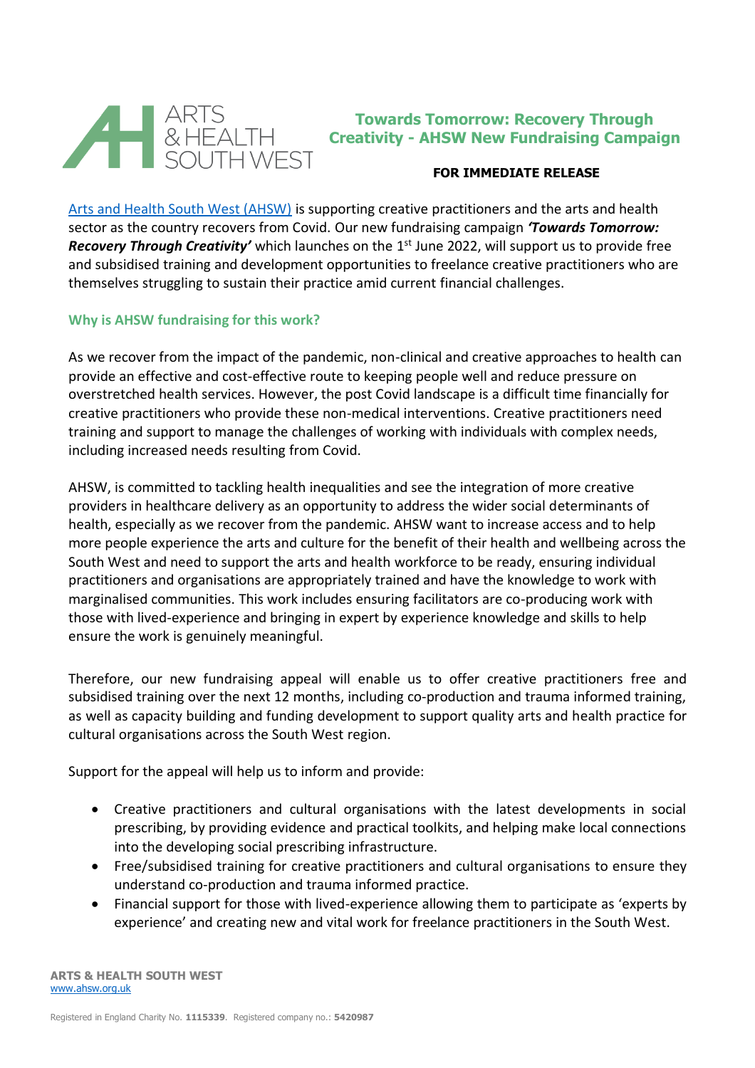ARTS & HEALTH SOUTH WEST

# Towards Tomorrow: Recovery Through Creativity - AHSW New Fundraising Campaign

**FOR IMMEDIATE RELEASE**

[Arts and Health South West (AHSW)](http://www.ahsw.org.uk) is supporting creative practitioners and the arts and health sector as the country recovers from Covid. Our new fundraising campaign ***'Towards Tomorrow: Recovery Through Creativity'*** which launches on the 1st June 2022, will support us to provide free and subsidised training and development opportunities to freelance creative practitioners who are themselves struggling to sustain their practice amid current financial challenges.

## Why is AHSW fundraising for this work?

As we recover from the impact of the pandemic, non-clinical and creative approaches to health can provide an effective and cost-effective route to keeping people well and reduce pressure on overstretched health services. However, the post Covid landscape is a difficult time financially for creative practitioners who provide these non-medical interventions. Creative practitioners need training and support to manage the challenges of working with individuals with complex needs, including increased needs resulting from Covid.

AHSW, is committed to tackling health inequalities and see the integration of more creative providers in healthcare delivery as an opportunity to address the wider social determinants of health, especially as we recover from the pandemic. AHSW want to increase access and to help more people experience the arts and culture for the benefit of their health and wellbeing across the South West and need to support the arts and health workforce to be ready, ensuring individual practitioners and organisations are appropriately trained and have the knowledge to work with marginalised communities. This work includes ensuring facilitators are co-producing work with those with lived-experience and bringing in expert by experience knowledge and skills to help ensure the work is genuinely meaningful.

Therefore, our new fundraising appeal will enable us to offer creative practitioners free and subsidised training over the next 12 months, including co-production and trauma informed training, as well as capacity building and funding development to support quality arts and health practice for cultural organisations across the South West region.

Support for the appeal will help us to inform and provide:

- Creative practitioners and cultural organisations with the latest developments in social prescribing, by providing evidence and practical toolkits, and helping make local connections into the developing social prescribing infrastructure.
- Free/subsidised training for creative practitioners and cultural organisations to ensure they understand co-production and trauma informed practice.
- Financial support for those with lived-experience allowing them to participate as 'experts by experience' and creating new and vital work for freelance practitioners in the South West.

**ARTS & HEALTH SOUTH WEST**
[www.ahsw.org.uk](http://www.ahsw.org.uk)

Registered in England Charity No. **1115339**. Registered company no.: **5420987**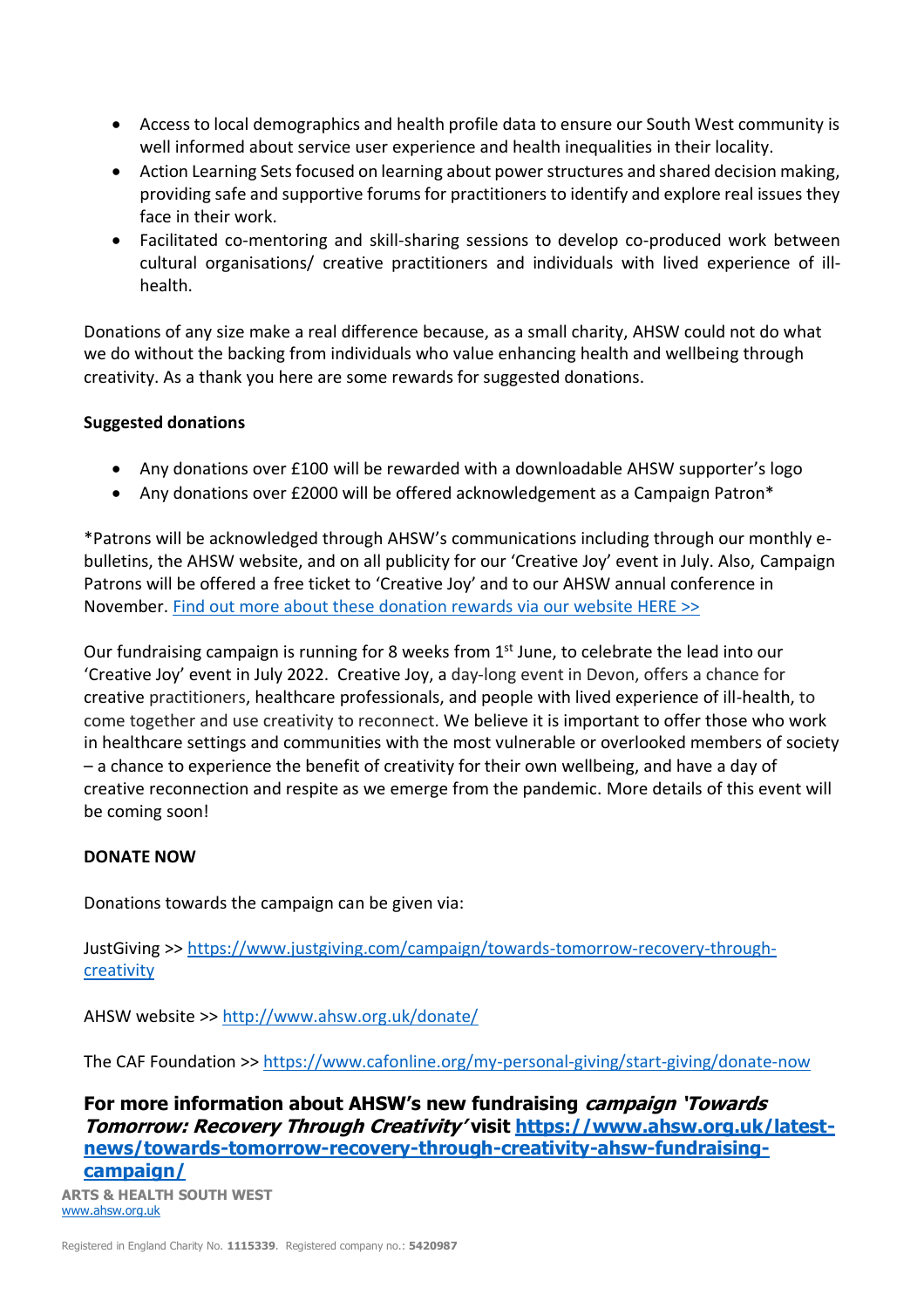- Access to local demographics and health profile data to ensure our South West community is well informed about service user experience and health inequalities in their locality.
- Action Learning Sets focused on learning about power structures and shared decision making, providing safe and supportive forums for practitioners to identify and explore real issues they face in their work.
- Facilitated co-mentoring and skill-sharing sessions to develop co-produced work between cultural organisations/ creative practitioners and individuals with lived experience of ill-health.

Donations of any size make a real difference because, as a small charity, AHSW could not do what we do without the backing from individuals who value enhancing health and wellbeing through creativity. As a thank you here are some rewards for suggested donations.

**Suggested donations**

- Any donations over £100 will be rewarded with a downloadable AHSW supporter's logo
- Any donations over £2000 will be offered acknowledgement as a Campaign Patron*

*Patrons will be acknowledged through AHSW's communications including through our monthly e-bulletins, the AHSW website, and on all publicity for our 'Creative Joy' event in July. Also, Campaign Patrons will be offered a free ticket to 'Creative Joy' and to our AHSW annual conference in November. Find out more about these donation rewards via our website HERE >>

Our fundraising campaign is running for 8 weeks from 1st June, to celebrate the lead into our 'Creative Joy' event in July 2022. Creative Joy, a day-long event in Devon, offers a chance for creative practitioners, healthcare professionals, and people with lived experience of ill-health, to come together and use creativity to reconnect. We believe it is important to offer those who work in healthcare settings and communities with the most vulnerable or overlooked members of society – a chance to experience the benefit of creativity for their own wellbeing, and have a day of creative reconnection and respite as we emerge from the pandemic. More details of this event will be coming soon!

**DONATE NOW**

Donations towards the campaign can be given via:

JustGiving >> https://www.justgiving.com/campaign/towards-tomorrow-recovery-through-creativity

AHSW website >> http://www.ahsw.org.uk/donate/

The CAF Foundation >> https://www.cafonline.org/my-personal-giving/start-giving/donate-now

**For more information about AHSW's new fundraising *campaign 'Towards Tomorrow: Recovery Through Creativity'* visit https://www.ahsw.org.uk/latest-news/towards-tomorrow-recovery-through-creativity-ahsw-fundraising-campaign/**

**ARTS & HEALTH SOUTH WEST**
www.ahsw.org.uk

Registered in England Charity No. **1115339**. Registered company no.: **5420987**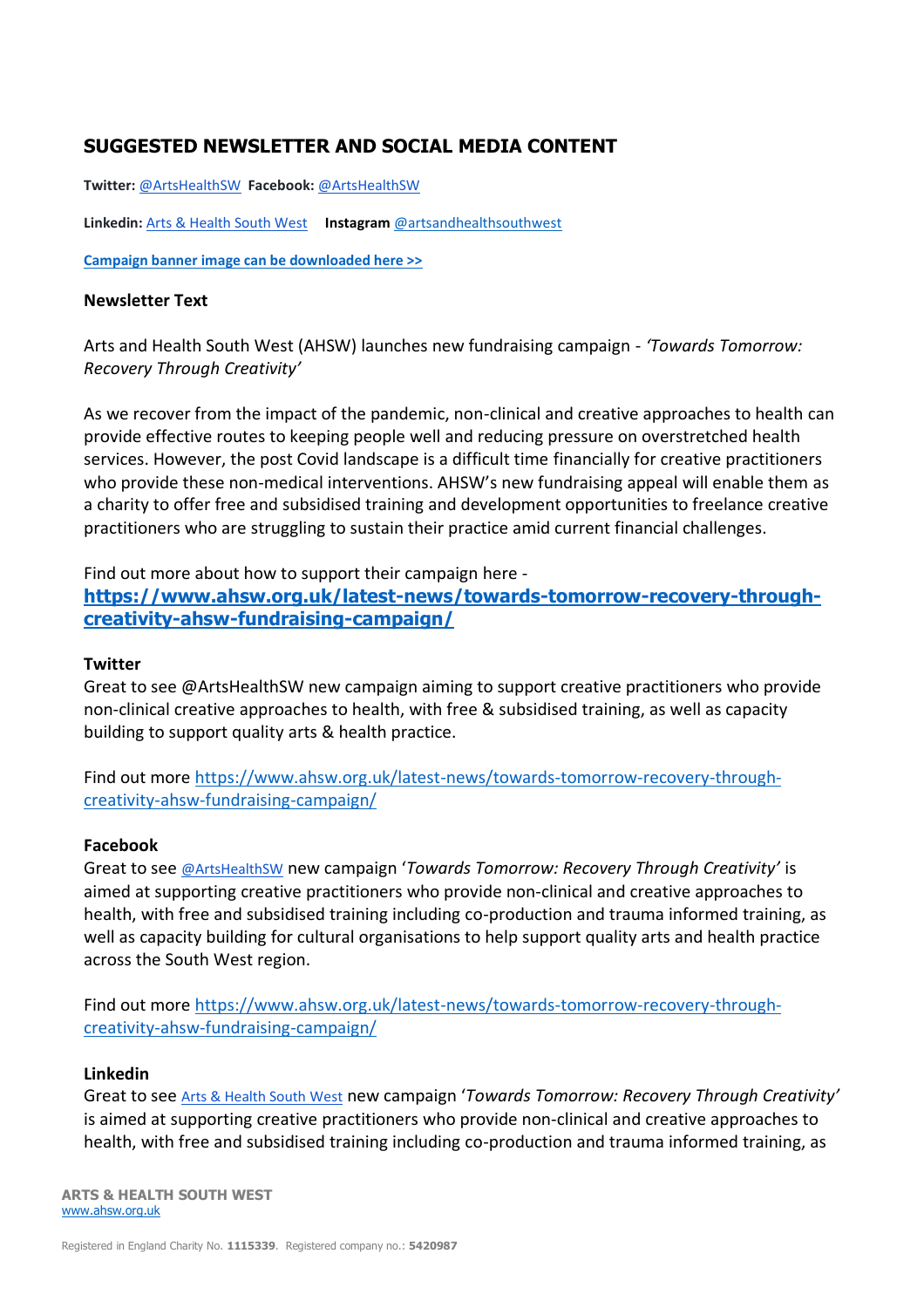## SUGGESTED NEWSLETTER AND SOCIAL MEDIA CONTENT

**Twitter:** @ArtsHealthSW **Facebook:** @ArtsHealthSW

**Linkedin:** Arts & Health South West **Instagram** @artsandhealthsouthwest

**Campaign banner image can be downloaded here >>**

### Newsletter Text

Arts and Health South West (AHSW) launches new fundraising campaign - *'Towards Tomorrow: Recovery Through Creativity'*

As we recover from the impact of the pandemic, non-clinical and creative approaches to health can provide effective routes to keeping people well and reducing pressure on overstretched health services. However, the post Covid landscape is a difficult time financially for creative practitioners who provide these non-medical interventions. AHSW's new fundraising appeal will enable them as a charity to offer free and subsidised training and development opportunities to freelance creative practitioners who are struggling to sustain their practice amid current financial challenges.

Find out more about how to support their campaign here - **https://www.ahsw.org.uk/latest-news/towards-tomorrow-recovery-through-creativity-ahsw-fundraising-campaign/**

### Twitter

Great to see @ArtsHealthSW new campaign aiming to support creative practitioners who provide non-clinical creative approaches to health, with free & subsidised training, as well as capacity building to support quality arts & health practice.

Find out more https://www.ahsw.org.uk/latest-news/towards-tomorrow-recovery-through-creativity-ahsw-fundraising-campaign/

### Facebook

Great to see @ArtsHealthSW new campaign '*Towards Tomorrow: Recovery Through Creativity'* is aimed at supporting creative practitioners who provide non-clinical and creative approaches to health, with free and subsidised training including co-production and trauma informed training, as well as capacity building for cultural organisations to help support quality arts and health practice across the South West region.

Find out more https://www.ahsw.org.uk/latest-news/towards-tomorrow-recovery-through-creativity-ahsw-fundraising-campaign/

### Linkedin

Great to see Arts & Health South West new campaign '*Towards Tomorrow: Recovery Through Creativity'* is aimed at supporting creative practitioners who provide non-clinical and creative approaches to health, with free and subsidised training including co-production and trauma informed training, as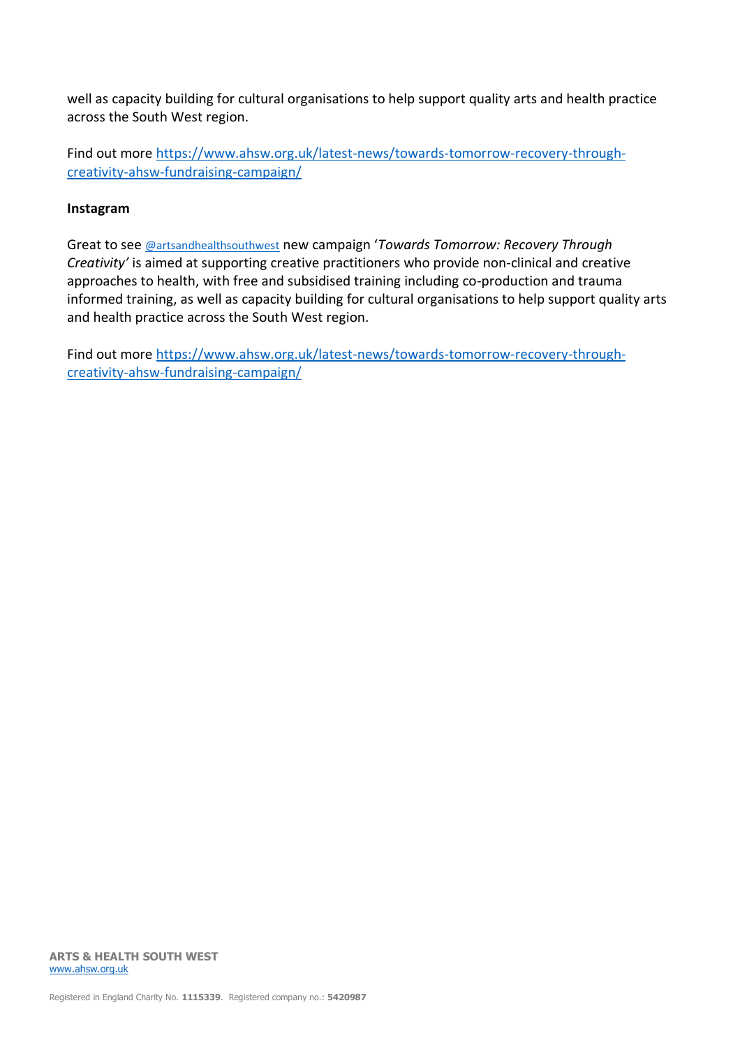well as capacity building for cultural organisations to help support quality arts and health practice across the South West region.

Find out more https://www.ahsw.org.uk/latest-news/towards-tomorrow-recovery-through-creativity-ahsw-fundraising-campaign/

**Instagram**

Great to see @artsandhealthsouthwest new campaign '*Towards Tomorrow: Recovery Through Creativity'* is aimed at supporting creative practitioners who provide non-clinical and creative approaches to health, with free and subsidised training including co-production and trauma informed training, as well as capacity building for cultural organisations to help support quality arts and health practice across the South West region.

Find out more https://www.ahsw.org.uk/latest-news/towards-tomorrow-recovery-through-creativity-ahsw-fundraising-campaign/